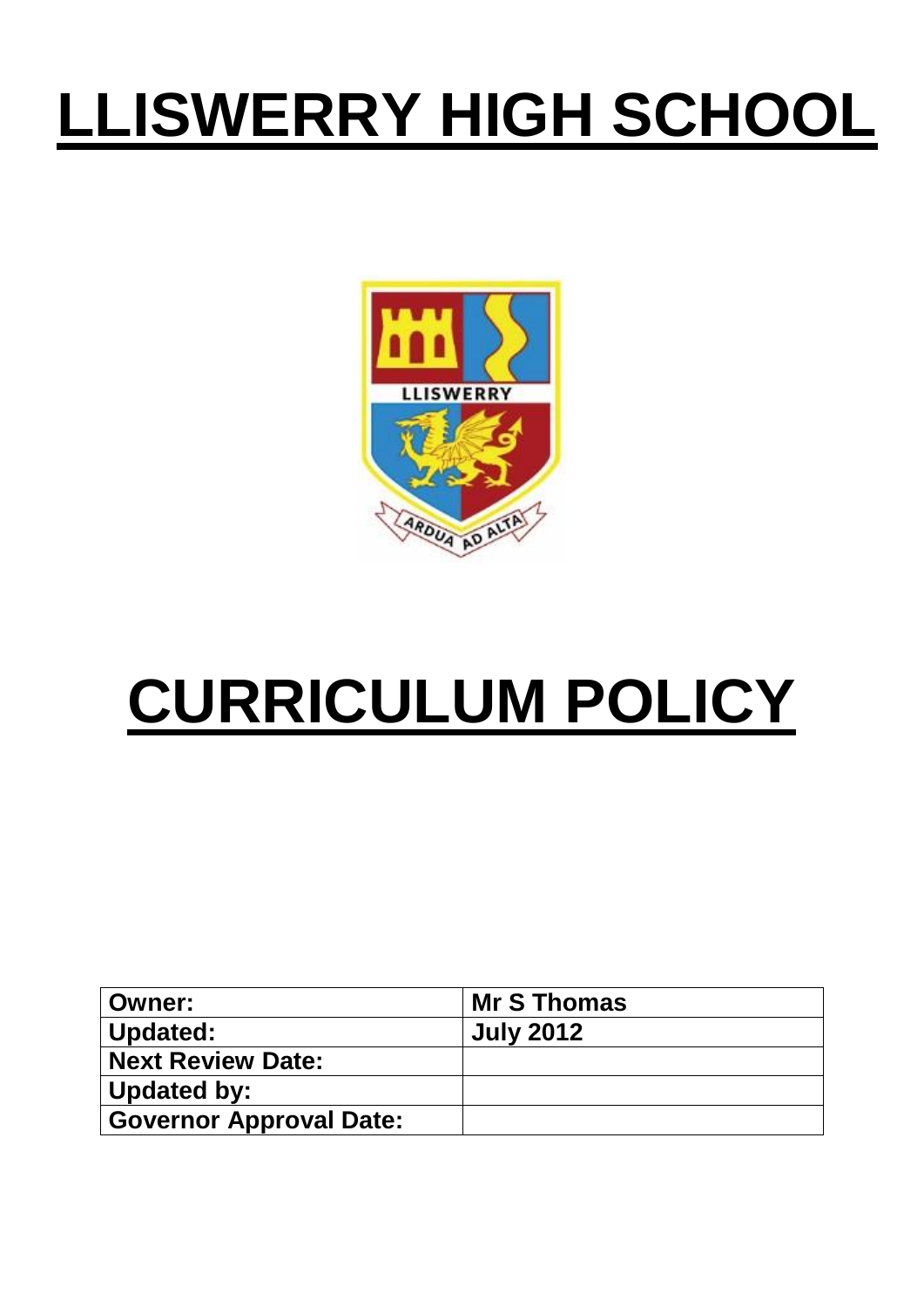# LLISWERRY HIGH SCHOOL

# CURRICULUM POLICY

| Owner: | Mr S Thomas |
|---|---|
| Updated: | July 2012 |
| Next Review Date: | |
| Updated by: | |
| Governor Approval Date: | |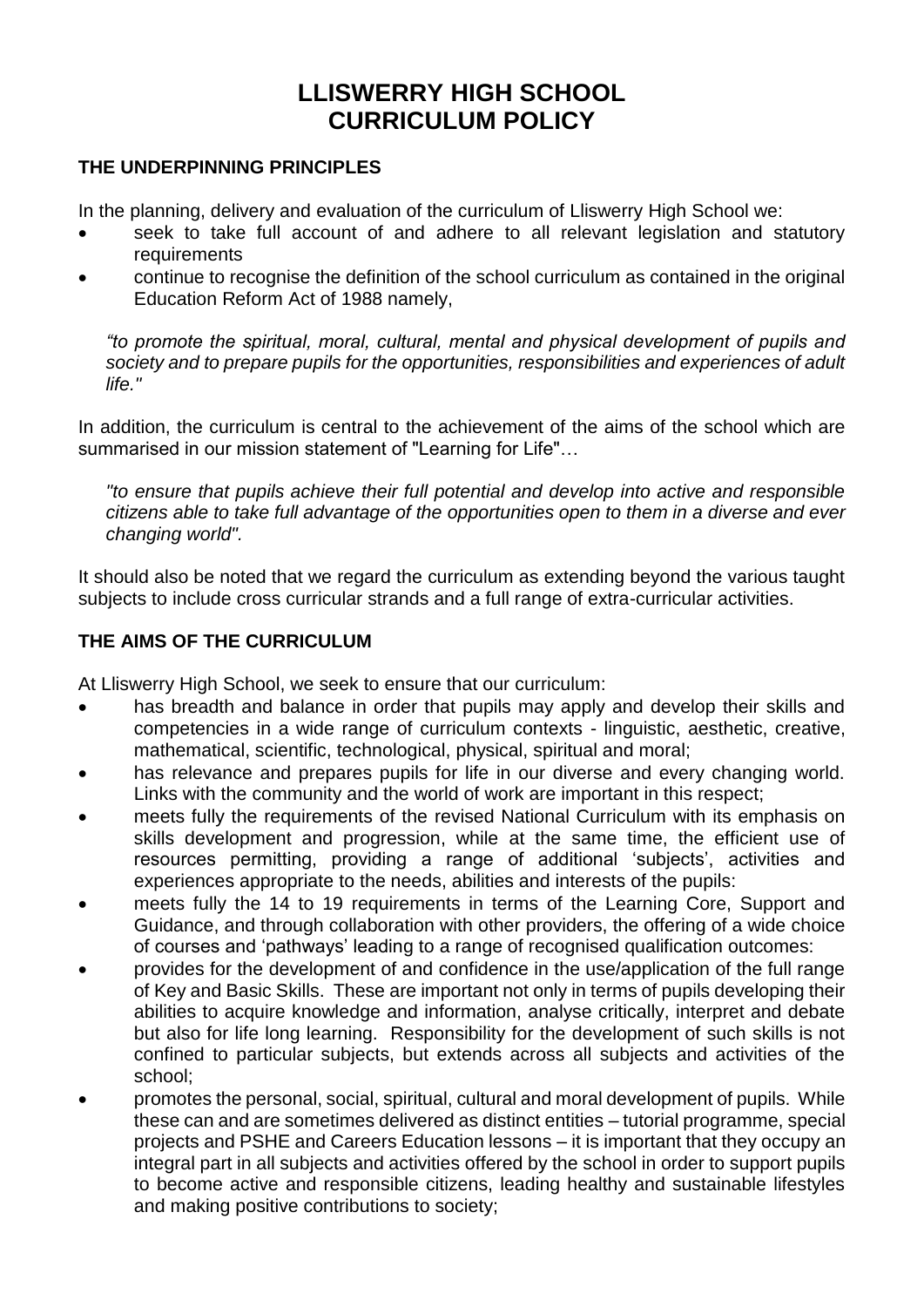# LLISWERRY HIGH SCHOOL
# CURRICULUM POLICY

## THE UNDERPINNING PRINCIPLES

In the planning, delivery and evaluation of the curriculum of Lliswerry High School we:

- seek to take full account of and adhere to all relevant legislation and statutory requirements
- continue to recognise the definition of the school curriculum as contained in the original Education Reform Act of 1988 namely,

*"to promote the spiritual, moral, cultural, mental and physical development of pupils and society and to prepare pupils for the opportunities, responsibilities and experiences of adult life."*

In addition, the curriculum is central to the achievement of the aims of the school which are summarised in our mission statement of "Learning for Life"…

*"to ensure that pupils achieve their full potential and develop into active and responsible citizens able to take full advantage of the opportunities open to them in a diverse and ever changing world".*

It should also be noted that we regard the curriculum as extending beyond the various taught subjects to include cross curricular strands and a full range of extra-curricular activities.

## THE AIMS OF THE CURRICULUM

At Lliswerry High School, we seek to ensure that our curriculum:

- has breadth and balance in order that pupils may apply and develop their skills and competencies in a wide range of curriculum contexts - linguistic, aesthetic, creative, mathematical, scientific, technological, physical, spiritual and moral;
- has relevance and prepares pupils for life in our diverse and every changing world. Links with the community and the world of work are important in this respect;
- meets fully the requirements of the revised National Curriculum with its emphasis on skills development and progression, while at the same time, the efficient use of resources permitting, providing a range of additional 'subjects', activities and experiences appropriate to the needs, abilities and interests of the pupils:
- meets fully the 14 to 19 requirements in terms of the Learning Core, Support and Guidance, and through collaboration with other providers, the offering of a wide choice of courses and 'pathways' leading to a range of recognised qualification outcomes:
- provides for the development of and confidence in the use/application of the full range of Key and Basic Skills. These are important not only in terms of pupils developing their abilities to acquire knowledge and information, analyse critically, interpret and debate but also for life long learning. Responsibility for the development of such skills is not confined to particular subjects, but extends across all subjects and activities of the school;
- promotes the personal, social, spiritual, cultural and moral development of pupils. While these can and are sometimes delivered as distinct entities – tutorial programme, special projects and PSHE and Careers Education lessons – it is important that they occupy an integral part in all subjects and activities offered by the school in order to support pupils to become active and responsible citizens, leading healthy and sustainable lifestyles and making positive contributions to society;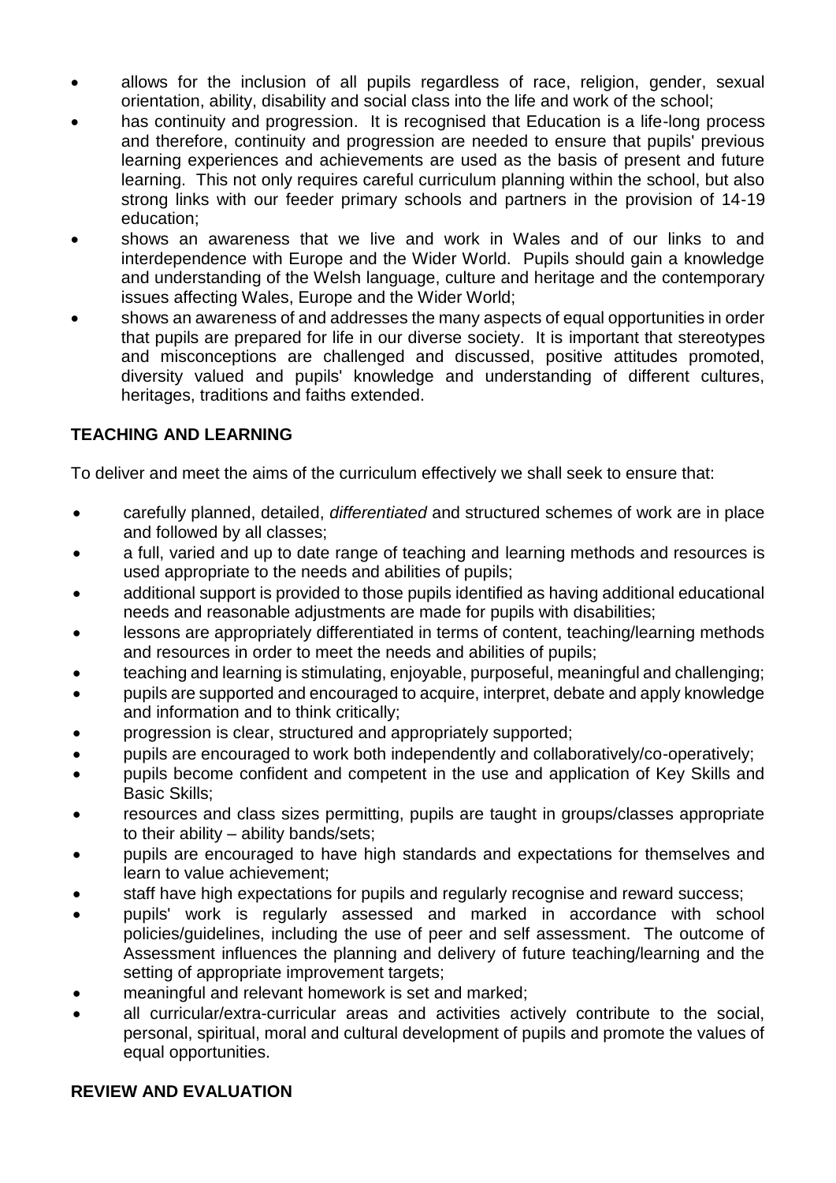- allows for the inclusion of all pupils regardless of race, religion, gender, sexual orientation, ability, disability and social class into the life and work of the school;
- has continuity and progression. It is recognised that Education is a life-long process and therefore, continuity and progression are needed to ensure that pupils' previous learning experiences and achievements are used as the basis of present and future learning. This not only requires careful curriculum planning within the school, but also strong links with our feeder primary schools and partners in the provision of 14-19 education;
- shows an awareness that we live and work in Wales and of our links to and interdependence with Europe and the Wider World. Pupils should gain a knowledge and understanding of the Welsh language, culture and heritage and the contemporary issues affecting Wales, Europe and the Wider World;
- shows an awareness of and addresses the many aspects of equal opportunities in order that pupils are prepared for life in our diverse society. It is important that stereotypes and misconceptions are challenged and discussed, positive attitudes promoted, diversity valued and pupils' knowledge and understanding of different cultures, heritages, traditions and faiths extended.

## TEACHING AND LEARNING

To deliver and meet the aims of the curriculum effectively we shall seek to ensure that:

- carefully planned, detailed, *differentiated* and structured schemes of work are in place and followed by all classes;
- a full, varied and up to date range of teaching and learning methods and resources is used appropriate to the needs and abilities of pupils;
- additional support is provided to those pupils identified as having additional educational needs and reasonable adjustments are made for pupils with disabilities;
- lessons are appropriately differentiated in terms of content, teaching/learning methods and resources in order to meet the needs and abilities of pupils;
- teaching and learning is stimulating, enjoyable, purposeful, meaningful and challenging;
- pupils are supported and encouraged to acquire, interpret, debate and apply knowledge and information and to think critically;
- progression is clear, structured and appropriately supported;
- pupils are encouraged to work both independently and collaboratively/co-operatively;
- pupils become confident and competent in the use and application of Key Skills and Basic Skills;
- resources and class sizes permitting, pupils are taught in groups/classes appropriate to their ability – ability bands/sets;
- pupils are encouraged to have high standards and expectations for themselves and learn to value achievement;
- staff have high expectations for pupils and regularly recognise and reward success;
- pupils' work is regularly assessed and marked in accordance with school policies/guidelines, including the use of peer and self assessment. The outcome of Assessment influences the planning and delivery of future teaching/learning and the setting of appropriate improvement targets;
- meaningful and relevant homework is set and marked;
- all curricular/extra-curricular areas and activities actively contribute to the social, personal, spiritual, moral and cultural development of pupils and promote the values of equal opportunities.

## REVIEW AND EVALUATION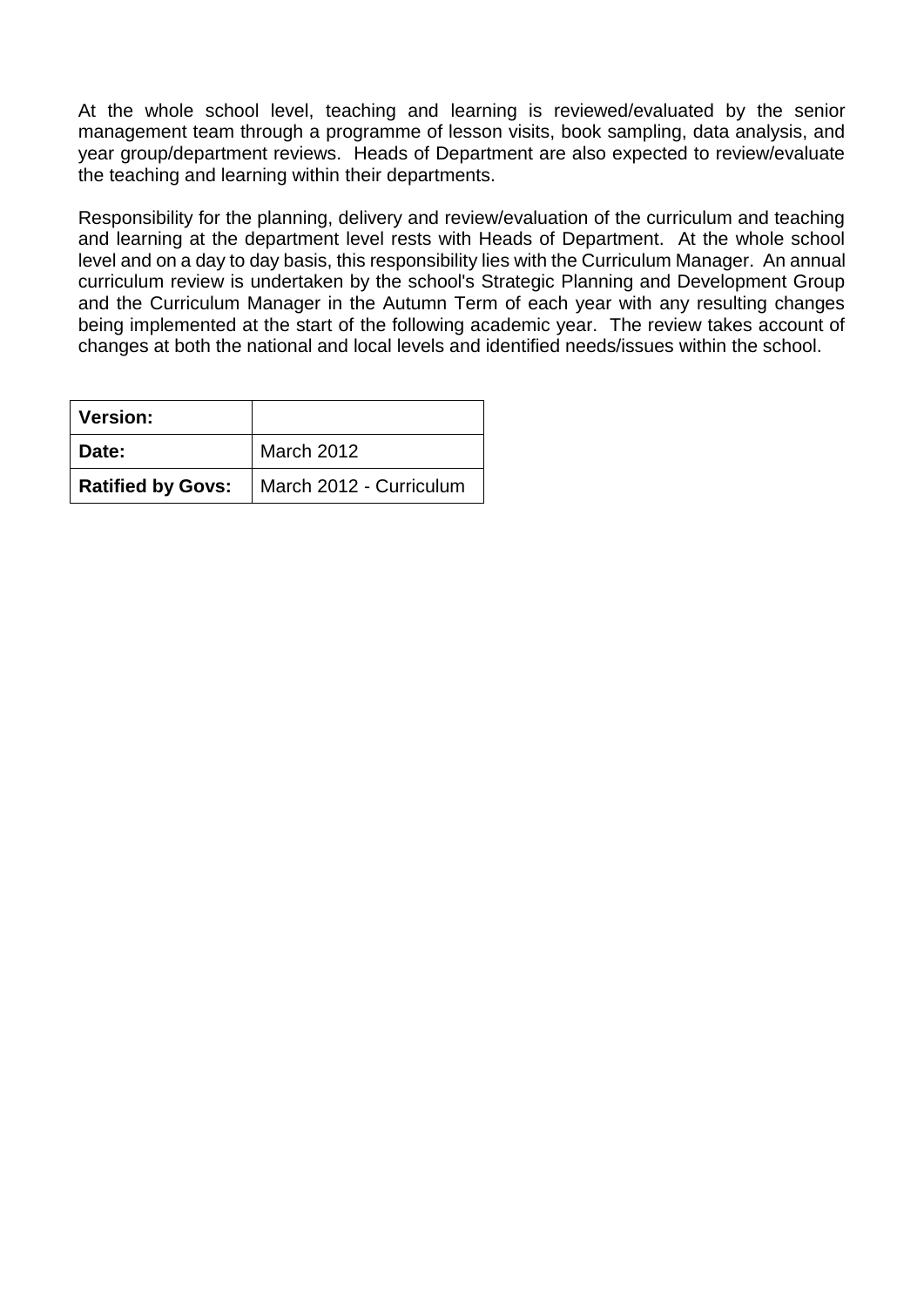At the whole school level, teaching and learning is reviewed/evaluated by the senior management team through a programme of lesson visits, book sampling, data analysis, and year group/department reviews. Heads of Department are also expected to review/evaluate the teaching and learning within their departments.

Responsibility for the planning, delivery and review/evaluation of the curriculum and teaching and learning at the department level rests with Heads of Department. At the whole school level and on a day to day basis, this responsibility lies with the Curriculum Manager. An annual curriculum review is undertaken by the school's Strategic Planning and Development Group and the Curriculum Manager in the Autumn Term of each year with any resulting changes being implemented at the start of the following academic year. The review takes account of changes at both the national and local levels and identified needs/issues within the school.

| | |
|---|---|
| **Version:** | |
| **Date:** | March 2012 |
| **Ratified by Govs:** | March 2012 - Curriculum |